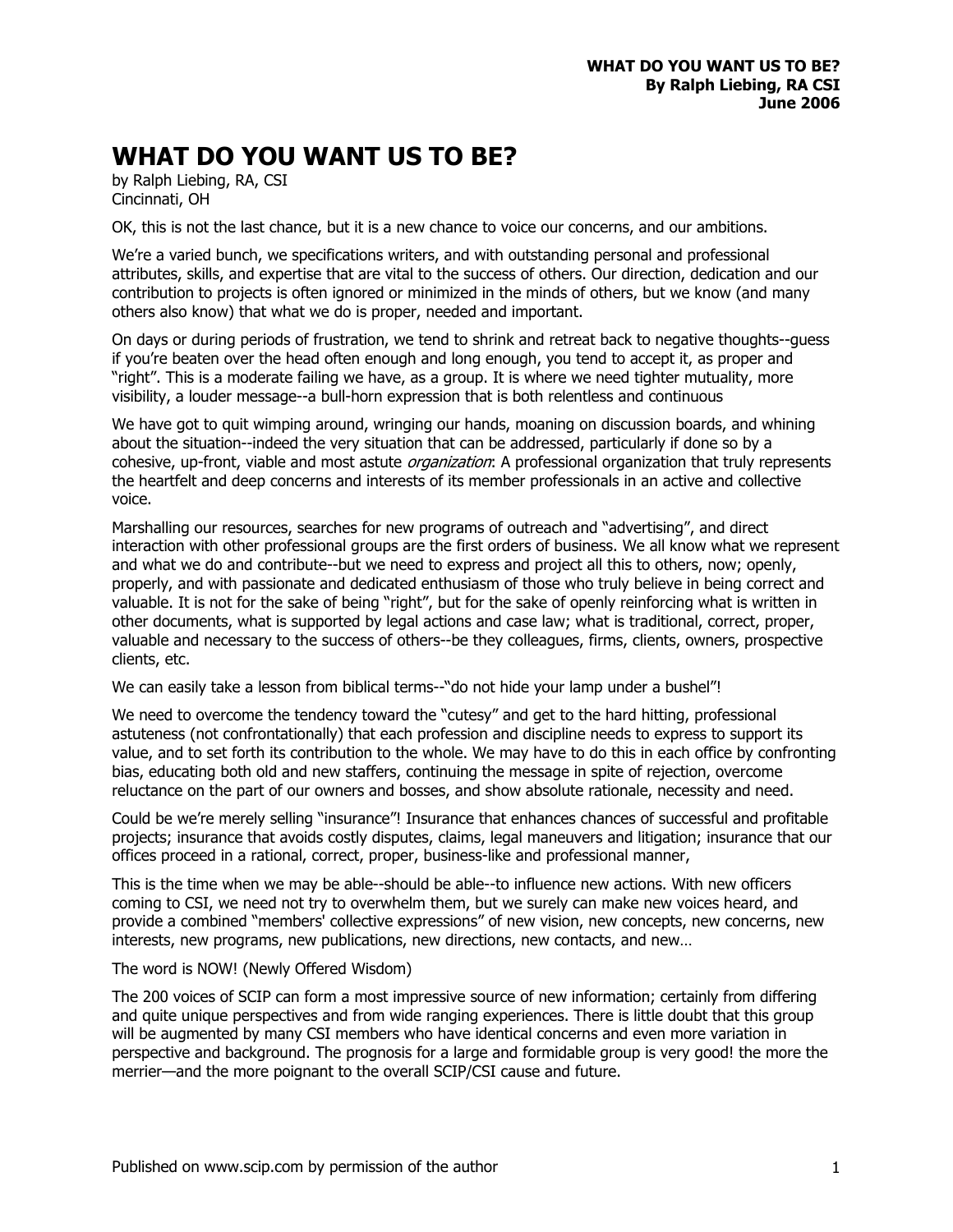# WHAT DO YOU WANT US TO BE?

by Ralph Liebing, RA, CSI
Cincinnati, OH

OK, this is not the last chance, but it is a new chance to voice our concerns, and our ambitions.

We're a varied bunch, we specifications writers, and with outstanding personal and professional attributes, skills, and expertise that are vital to the success of others. Our direction, dedication and our contribution to projects is often ignored or minimized in the minds of others, but we know (and many others also know) that what we do is proper, needed and important.

On days or during periods of frustration, we tend to shrink and retreat back to negative thoughts--guess if you're beaten over the head often enough and long enough, you tend to accept it, as proper and "right". This is a moderate failing we have, as a group. It is where we need tighter mutuality, more visibility, a louder message--a bull-horn expression that is both relentless and continuous

We have got to quit wimping around, wringing our hands, moaning on discussion boards, and whining about the situation--indeed the very situation that can be addressed, particularly if done so by a cohesive, up-front, viable and most astute *organization*: A professional organization that truly represents the heartfelt and deep concerns and interests of its member professionals in an active and collective voice.

Marshalling our resources, searches for new programs of outreach and "advertising", and direct interaction with other professional groups are the first orders of business. We all know what we represent and what we do and contribute--but we need to express and project all this to others, now; openly, properly, and with passionate and dedicated enthusiasm of those who truly believe in being correct and valuable. It is not for the sake of being "right", but for the sake of openly reinforcing what is written in other documents, what is supported by legal actions and case law; what is traditional, correct, proper, valuable and necessary to the success of others--be they colleagues, firms, clients, owners, prospective clients, etc.

We can easily take a lesson from biblical terms--"do not hide your lamp under a bushel"!

We need to overcome the tendency toward the "cutesy" and get to the hard hitting, professional astuteness (not confrontationally) that each profession and discipline needs to express to support its value, and to set forth its contribution to the whole. We may have to do this in each office by confronting bias, educating both old and new staffers, continuing the message in spite of rejection, overcome reluctance on the part of our owners and bosses, and show absolute rationale, necessity and need.

Could be we're merely selling "insurance"! Insurance that enhances chances of successful and profitable projects; insurance that avoids costly disputes, claims, legal maneuvers and litigation; insurance that our offices proceed in a rational, correct, proper, business-like and professional manner,

This is the time when we may be able--should be able--to influence new actions. With new officers coming to CSI, we need not try to overwhelm them, but we surely can make new voices heard, and provide a combined "members' collective expressions" of new vision, new concepts, new concerns, new interests, new programs, new publications, new directions, new contacts, and new…

The word is NOW! (Newly Offered Wisdom)

The 200 voices of SCIP can form a most impressive source of new information; certainly from differing and quite unique perspectives and from wide ranging experiences. There is little doubt that this group will be augmented by many CSI members who have identical concerns and even more variation in perspective and background. The prognosis for a large and formidable group is very good! the more the merrier—and the more poignant to the overall SCIP/CSI cause and future.

Published on www.scip.com by permission of the author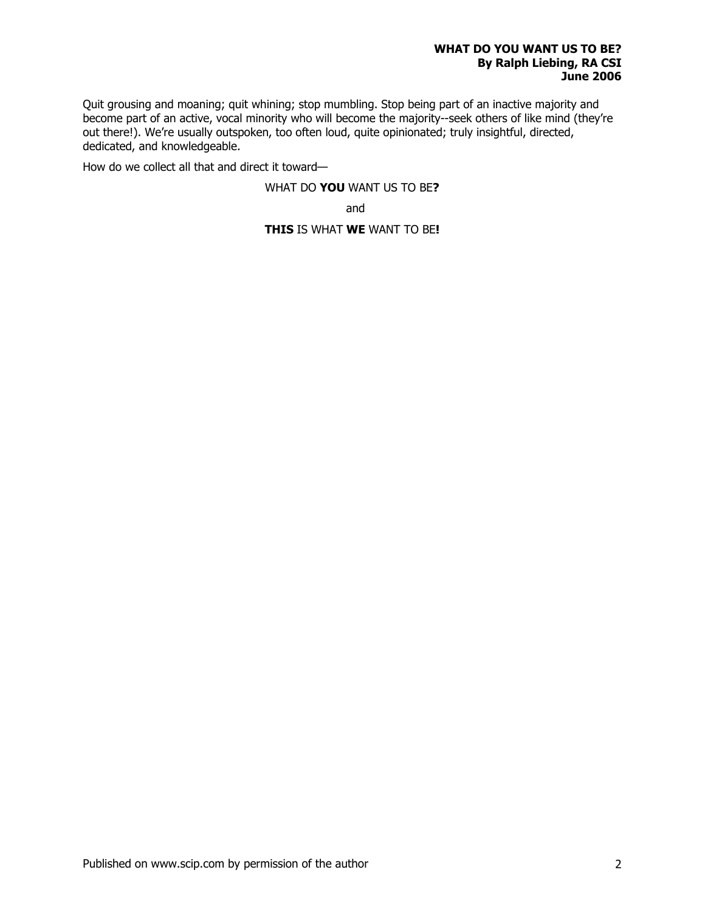Quit grousing and moaning; quit whining; stop mumbling. Stop being part of an inactive majority and become part of an active, vocal minority who will become the majority--seek others of like mind (they're out there!). We're usually outspoken, too often loud, quite opinionated; truly insightful, directed, dedicated, and knowledgeable.

How do we collect all that and direct it toward—

WHAT DO **YOU** WANT US TO BE**?**

and

**THIS** IS WHAT **WE** WANT TO BE**!**